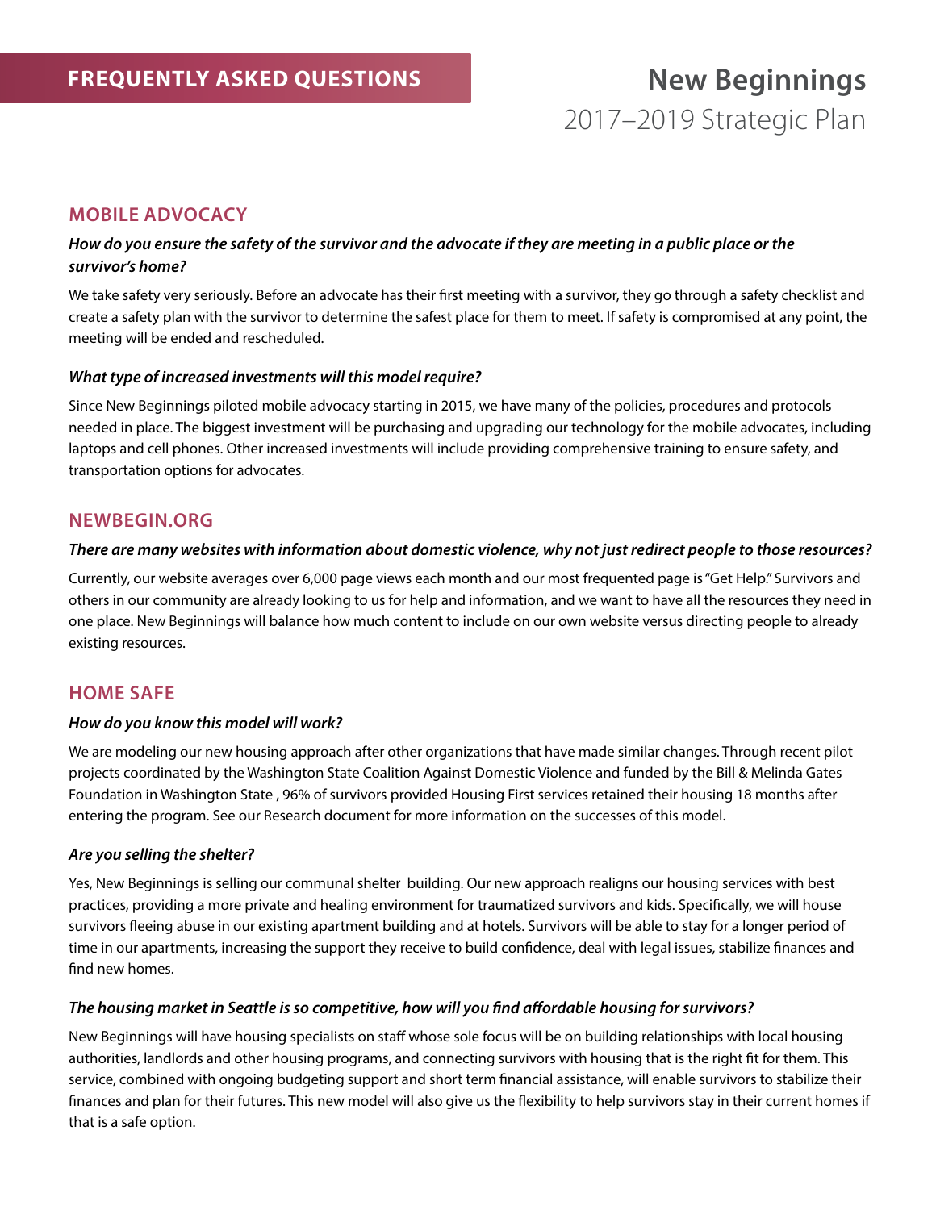# FREQUENTLY ASKED QUESTIONS

# New Beginnings
## 2017–2019 Strategic Plan

## MOBILE ADVOCACY

***How do you ensure the safety of the survivor and the advocate if they are meeting in a public place or the survivor's home?***

We take safety very seriously. Before an advocate has their first meeting with a survivor, they go through a safety checklist and create a safety plan with the survivor to determine the safest place for them to meet. If safety is compromised at any point, the meeting will be ended and rescheduled.

***What type of increased investments will this model require?***

Since New Beginnings piloted mobile advocacy starting in 2015, we have many of the policies, procedures and protocols needed in place. The biggest investment will be purchasing and upgrading our technology for the mobile advocates, including laptops and cell phones. Other increased investments will include providing comprehensive training to ensure safety, and transportation options for advocates.

## NEWBEGIN.ORG

***There are many websites with information about domestic violence, why not just redirect people to those resources?***

Currently, our website averages over 6,000 page views each month and our most frequented page is "Get Help." Survivors and others in our community are already looking to us for help and information, and we want to have all the resources they need in one place. New Beginnings will balance how much content to include on our own website versus directing people to already existing resources.

## HOME SAFE

***How do you know this model will work?***

We are modeling our new housing approach after other organizations that have made similar changes. Through recent pilot projects coordinated by the Washington State Coalition Against Domestic Violence and funded by the Bill & Melinda Gates Foundation in Washington State , 96% of survivors provided Housing First services retained their housing 18 months after entering the program. See our Research document for more information on the successes of this model.

***Are you selling the shelter?***

Yes, New Beginnings is selling our communal shelter building. Our new approach realigns our housing services with best practices, providing a more private and healing environment for traumatized survivors and kids. Specifically, we will house survivors fleeing abuse in our existing apartment building and at hotels. Survivors will be able to stay for a longer period of time in our apartments, increasing the support they receive to build confidence, deal with legal issues, stabilize finances and find new homes.

***The housing market in Seattle is so competitive, how will you find affordable housing for survivors?***

New Beginnings will have housing specialists on staff whose sole focus will be on building relationships with local housing authorities, landlords and other housing programs, and connecting survivors with housing that is the right fit for them. This service, combined with ongoing budgeting support and short term financial assistance, will enable survivors to stabilize their finances and plan for their futures. This new model will also give us the flexibility to help survivors stay in their current homes if that is a safe option.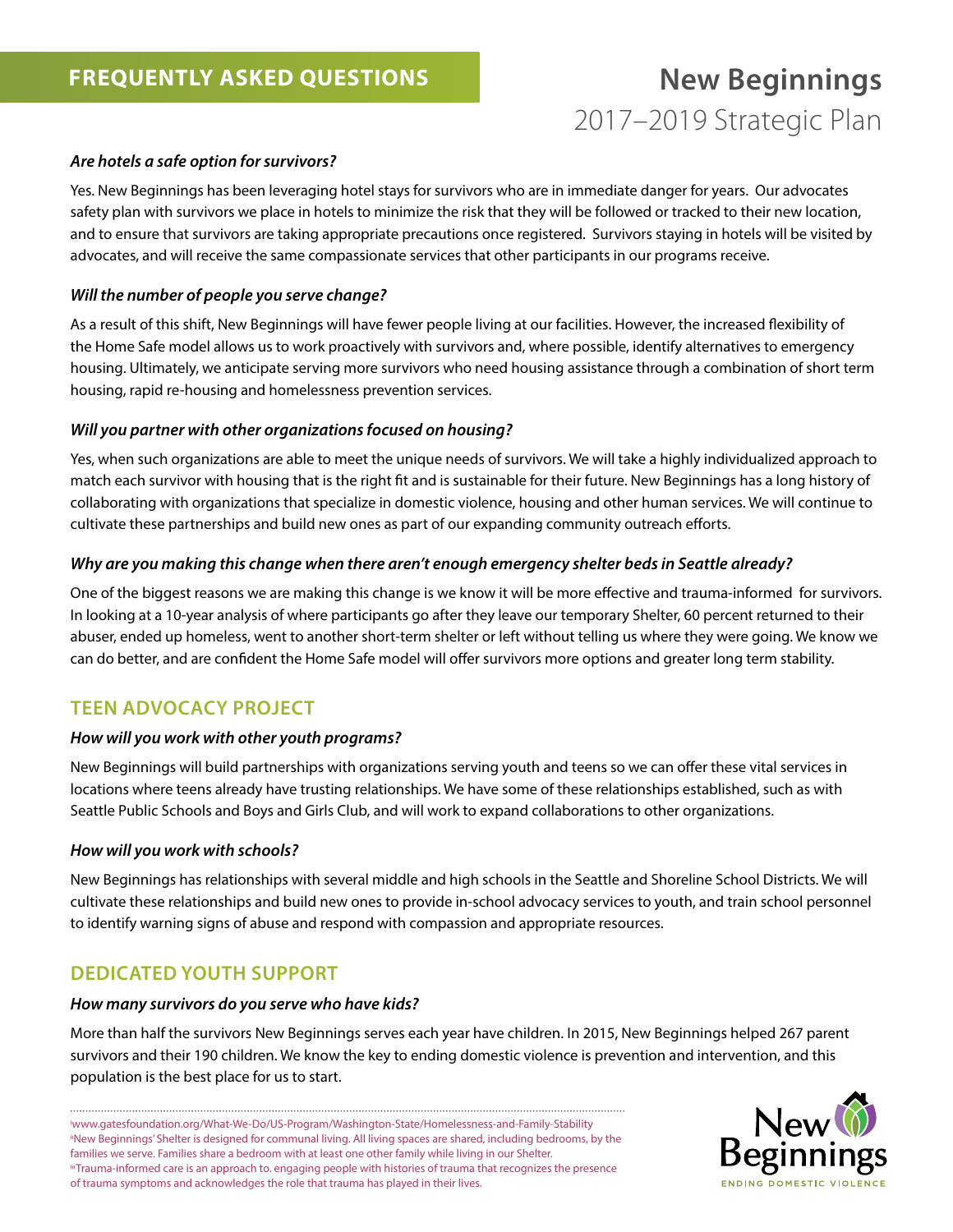# FREQUENTLY ASKED QUESTIONS

# New Beginnings
2017–2019 Strategic Plan

***Are hotels a safe option for survivors?***

Yes. New Beginnings has been leveraging hotel stays for survivors who are in immediate danger for years. Our advocates safety plan with survivors we place in hotels to minimize the risk that they will be followed or tracked to their new location, and to ensure that survivors are taking appropriate precautions once registered. Survivors staying in hotels will be visited by advocates, and will receive the same compassionate services that other participants in our programs receive.

***Will the number of people you serve change?***

As a result of this shift, New Beginnings will have fewer people living at our facilities. However, the increased flexibility of the Home Safe model allows us to work proactively with survivors and, where possible, identify alternatives to emergency housing. Ultimately, we anticipate serving more survivors who need housing assistance through a combination of short term housing, rapid re-housing and homelessness prevention services.

***Will you partner with other organizations focused on housing?***

Yes, when such organizations are able to meet the unique needs of survivors. We will take a highly individualized approach to match each survivor with housing that is the right fit and is sustainable for their future. New Beginnings has a long history of collaborating with organizations that specialize in domestic violence, housing and other human services. We will continue to cultivate these partnerships and build new ones as part of our expanding community outreach efforts.

***Why are you making this change when there aren't enough emergency shelter beds in Seattle already?***

One of the biggest reasons we are making this change is we know it will be more effective and trauma-informed for survivors. In looking at a 10-year analysis of where participants go after they leave our temporary Shelter, 60 percent returned to their abuser, ended up homeless, went to another short-term shelter or left without telling us where they were going. We know we can do better, and are confident the Home Safe model will offer survivors more options and greater long term stability.

## TEEN ADVOCACY PROJECT

***How will you work with other youth programs?***

New Beginnings will build partnerships with organizations serving youth and teens so we can offer these vital services in locations where teens already have trusting relationships. We have some of these relationships established, such as with Seattle Public Schools and Boys and Girls Club, and will work to expand collaborations to other organizations.

***How will you work with schools?***

New Beginnings has relationships with several middle and high schools in the Seattle and Shoreline School Districts. We will cultivate these relationships and build new ones to provide in-school advocacy services to youth, and train school personnel to identify warning signs of abuse and respond with compassion and appropriate resources.

## DEDICATED YOUTH SUPPORT

***How many survivors do you serve who have kids?***

More than half the survivors New Beginnings serves each year have children. In 2015, New Beginnings helped 267 parent survivors and their 190 children. We know the key to ending domestic violence is prevention and intervention, and this population is the best place for us to start.

---

[i] www.gatesfoundation.org/What-We-Do/US-Program/Washington-State/Homelessness-and-Family-Stability
[ii] New Beginnings' Shelter is designed for communal living. All living spaces are shared, including bedrooms, by the families we serve. Families share a bedroom with at least one other family while living in our Shelter.
[iii] Trauma-informed care is an approach to. engaging people with histories of trauma that recognizes the presence of trauma symptoms and acknowledges the role that trauma has played in their lives.

New Beginnings
ENDING DOMESTIC VIOLENCE